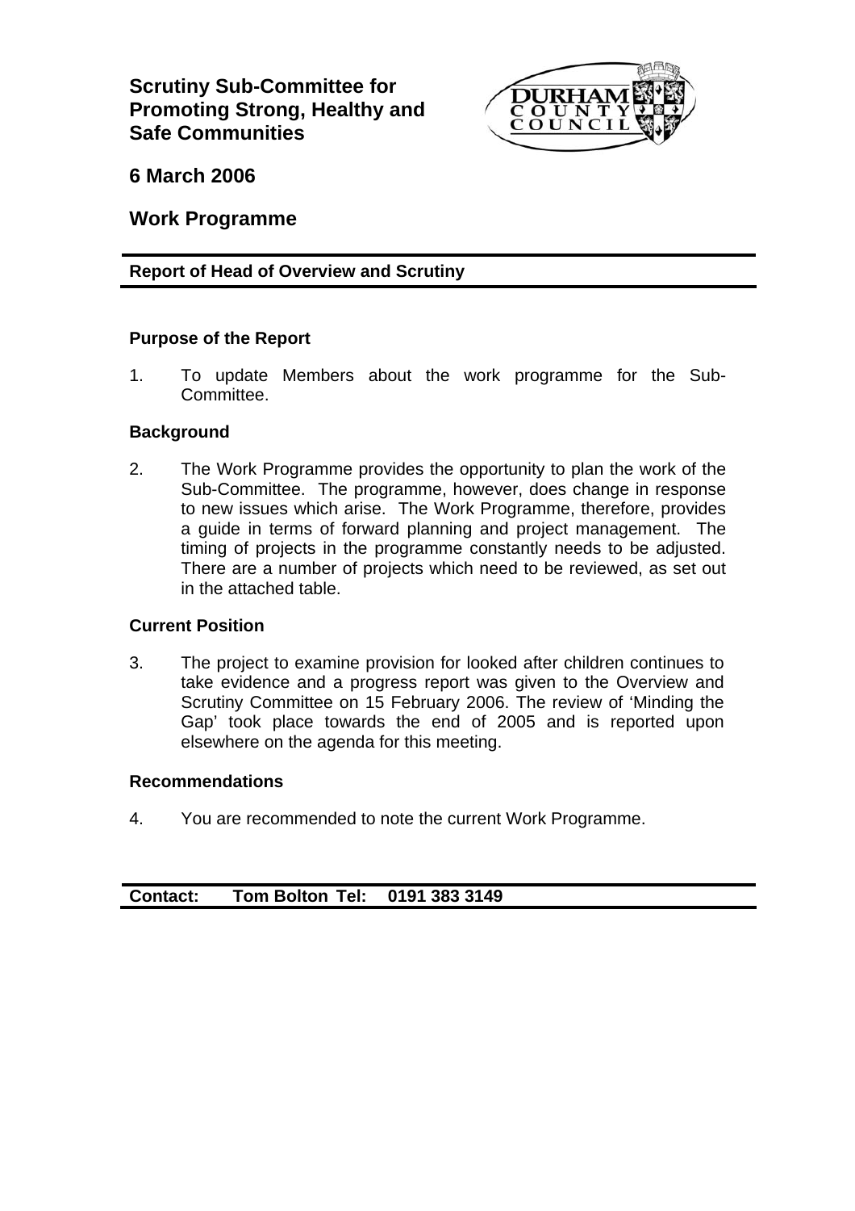# Scrutiny Sub-Committee for Promoting Strong, Healthy and Safe Communities

## 6 March 2006

## Work Programme

**Report of Head of Overview and Scrutiny**

### Purpose of the Report

1. To update Members about the work programme for the Sub-Committee.

### Background

2. The Work Programme provides the opportunity to plan the work of the Sub-Committee. The programme, however, does change in response to new issues which arise. The Work Programme, therefore, provides a guide in terms of forward planning and project management. The timing of projects in the programme constantly needs to be adjusted. There are a number of projects which need to be reviewed, as set out in the attached table.

### Current Position

3. The project to examine provision for looked after children continues to take evidence and a progress report was given to the Overview and Scrutiny Committee on 15 February 2006. The review of 'Minding the Gap' took place towards the end of 2005 and is reported upon elsewhere on the agenda for this meeting.

### Recommendations

4. You are recommended to note the current Work Programme.

**Contact: Tom Bolton Tel: 0191 383 3149**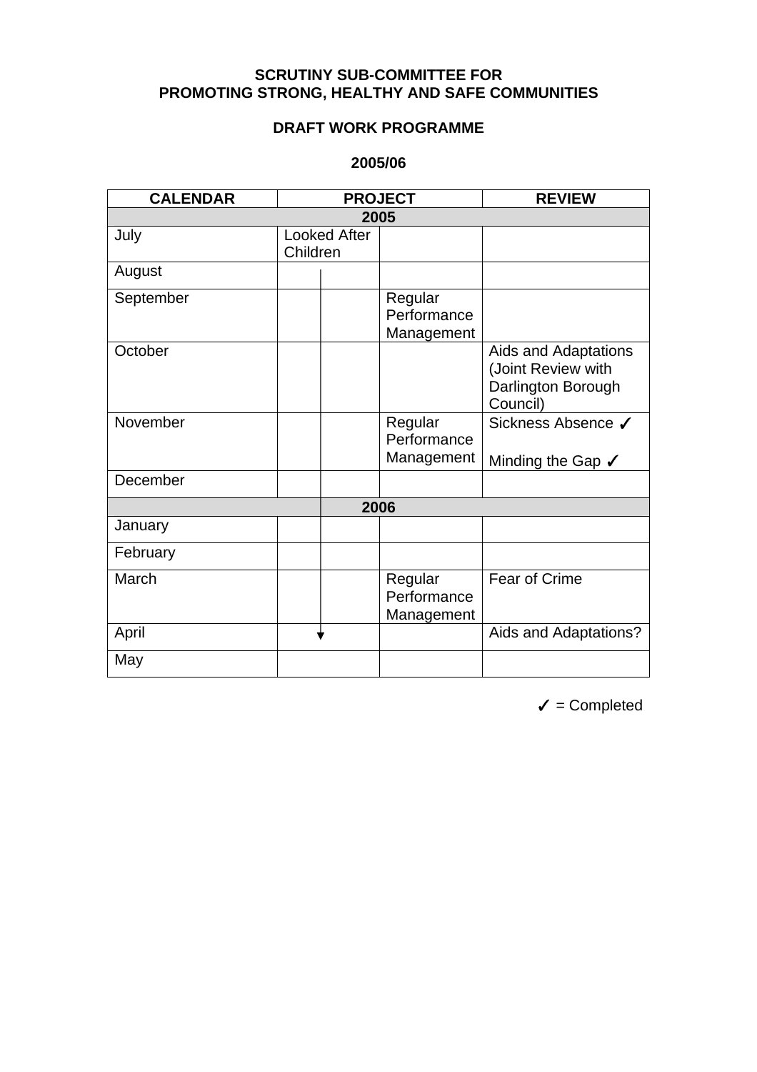**SCRUTINY SUB-COMMITTEE FOR PROMOTING STRONG, HEALTHY AND SAFE COMMUNITIES**

**DRAFT WORK PROGRAMME**

**2005/06**

| CALENDAR | PROJECT | | REVIEW |
|---|---|---|---|
| **2005** | | | |
| July | Looked After Children | | |
| August | ↓ | | |
| September | ↓ | Regular Performance Management | |
| October | ↓ | | Aids and Adaptations (Joint Review with Darlington Borough Council) |
| November | ↓ | Regular Performance Management | Sickness Absence ✓<br><br>Minding the Gap ✓ |
| December | ↓ | | |
| **2006** | | | |
| January | ↓ | | |
| February | ↓ | | |
| March | ↓ | Regular Performance Management | Fear of Crime |
| April | ↓ | | Aids and Adaptations? |
| May | | | |

✓ = Completed